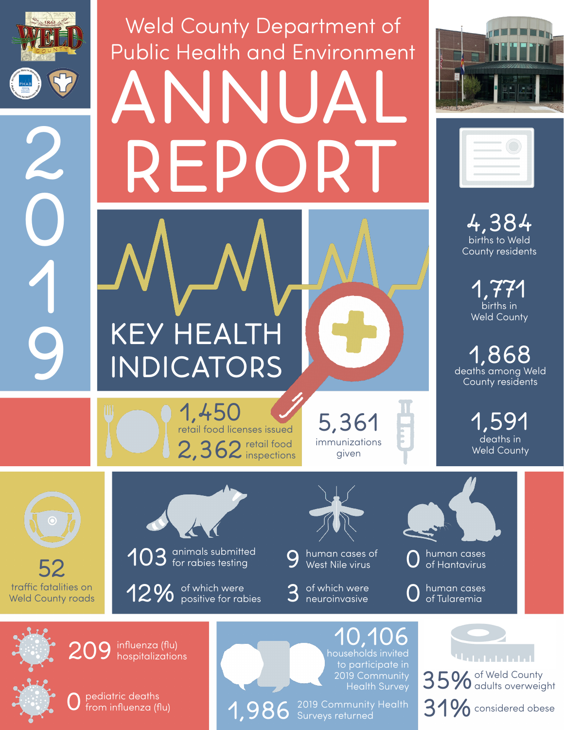# Weld County Department of Public Health and Environment

# ANNUAL REPORT

# 2019

## KEY HEALTH INDICATORS

**4,384** births to Weld County residents

**1,771** births in Weld County

**1,868** deaths among Weld County residents

**1,591** deaths in Weld County

**1,450** retail food licenses issued

**2,362** retail food inspections

**5,361** immunizations given

**52** traffic fatalities on Weld County roads

**103** animals submitted for rabies testing

**12%** of which were positive for rabies

**9** human cases of West Nile virus

**3** of which were neuroinvasive

**0** human cases of Hantavirus

**0** human cases of Tularemia

**209** influenza (flu) hospitalizations

**0** pediatric deaths from influenza (flu)

**10,106** households invited to participate in 2019 Community Health Survey

**1,986** 2019 Community Health Surveys returned

**35%** of Weld County adults overweight

**31%** considered obese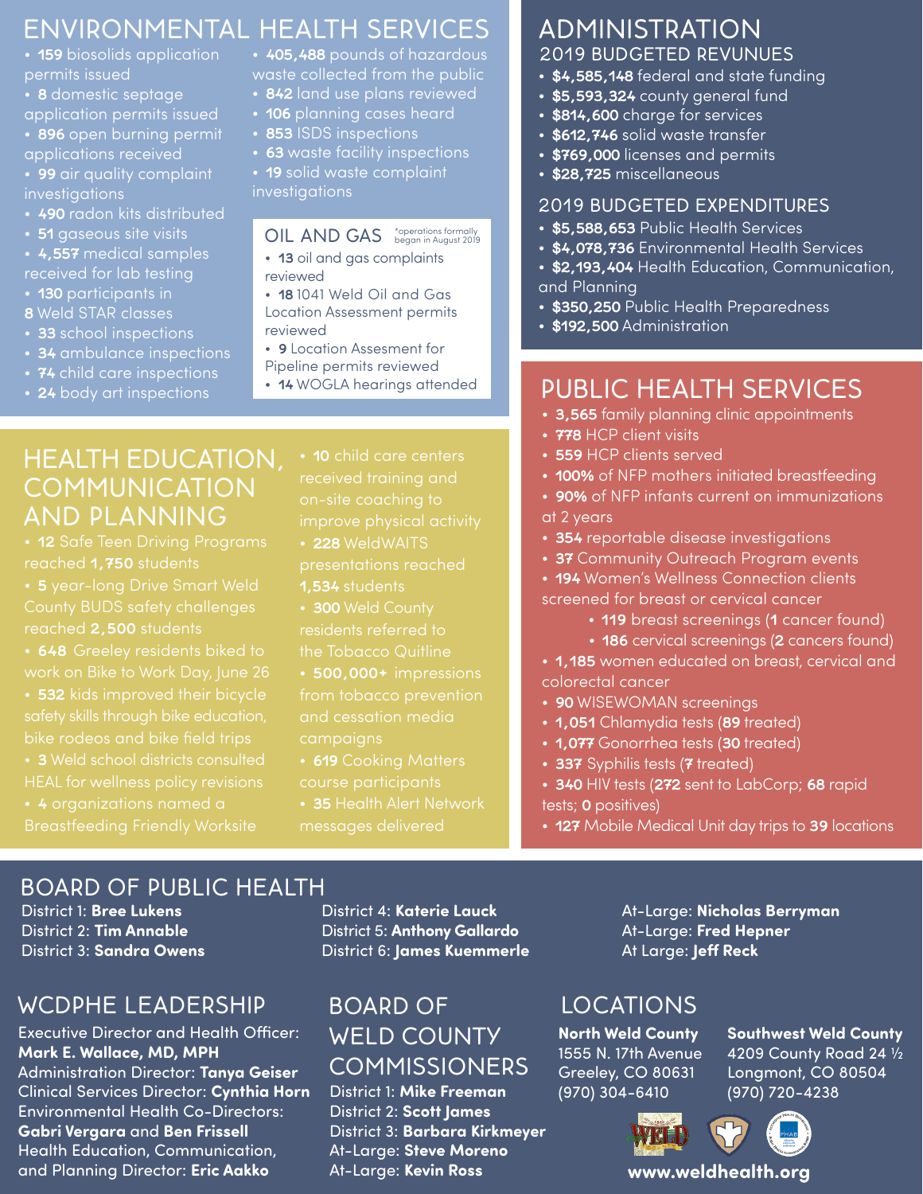## ENVIRONMENTAL HEALTH SERVICES

- **159** biosolids application permits issued
- **8** domestic septage application permits issued
- **896** open burning permit applications received
- **99** air quality complaint investigations
- **490** radon kits distributed
- **51** gaseous site visits
- **4,557** medical samples received for lab testing
- **130** participants in **8** Weld STAR classes
- **33** school inspections
- **34** ambulance inspections
- **74** child care inspections
- **24** body art inspections
- **405,488** pounds of hazardous waste collected from the public
- **842** land use plans reviewed
- **106** planning cases heard
- **853** ISDS inspections
- **63** waste facility inspections
- **19** solid waste complaint investigations

### OIL AND GAS

*operations formally began in August 2019

- **13** oil and gas complaints reviewed
- **18** 1041 Weld Oil and Gas Location Assessment permits reviewed
- **9** Location Assesment for Pipeline permits reviewed
- **14** WOGLA hearings attended

## ADMINISTRATION

### 2019 BUDGETED REVUNUES

- **$4,585,148** federal and state funding
- **$5,593,324** county general fund
- **$814,600** charge for services
- **$612,746** solid waste transfer
- **$769,000** licenses and permits
- **$28,725** miscellaneous

### 2019 BUDGETED EXPENDITURES

- **$5,588,653** Public Health Services
- **$4,078,736** Environmental Health Services
- **$2,193,404** Health Education, Communication, and Planning
- **$350,250** Public Health Preparedness
- **$192,500** Administration

## HEALTH EDUCATION, COMMUNICATION AND PLANNING

- **12** Safe Teen Driving Programs reached **1,750** students
- **5** year-long Drive Smart Weld County BUDS safety challenges reached **2,500** students
- **648** Greeley residents biked to work on Bike to Work Day, June 26
- **532** kids improved their bicycle safety skills through bike education, bike rodeos and bike field trips
- **3** Weld school districts consulted HEAL for wellness policy revisions
- **4** organizations named a Breastfeeding Friendly Worksite
- **10** child care centers received training and on-site coaching to improve physical activity
- **228** WeldWAITS presentations reached **1,534** students
- **300** Weld County residents referred to the Tobacco Quitline
- **500,000+** impressions from tobacco prevention and cessation media campaigns
- **619** Cooking Matters course participants
- **35** Health Alert Network messages delivered

## PUBLIC HEALTH SERVICES

- **3,565** family planning clinic appointments
- **778** HCP client visits
- **559** HCP clients served
- **100%** of NFP mothers initiated breastfeeding
- **90%** of NFP infants current on immunizations at 2 years
- **354** reportable disease investigations
- **37** Community Outreach Program events
- **194** Women's Wellness Connection clients screened for breast or cervical cancer
  - **119** breast screenings (**1** cancer found)
  - **186** cervical screenings (**2** cancers found)
- **1,185** women educated on breast, cervical and colorectal cancer
- **90** WISEWOMAN screenings
- **1,051** Chlamydia tests (**89** treated)
- **1,077** Gonorrhea tests (**30** treated)
- **337** Syphilis tests (**7** treated)
- **340** HIV tests (**272** sent to LabCorp; **68** rapid tests; **0** positives)
- **127** Mobile Medical Unit day trips to **39** locations

## BOARD OF PUBLIC HEALTH

District 1: **Bree Lukens**
District 2: **Tim Annable**
District 3: **Sandra Owens**
District 4: **Katerie Lauck**
District 5: **Anthony Gallardo**
District 6: **James Kuemmerle**
At-Large: **Nicholas Berryman**
At-Large: **Fred Hepner**
At Large: **Jeff Reck**

## WCDPHE LEADERSHIP

Executive Director and Health Officer: **Mark E. Wallace, MD, MPH**
Administration Director: **Tanya Geiser**
Clinical Services Director: **Cynthia Horn**
Environmental Health Co-Directors: **Gabri Vergara** and **Ben Frissell**
Health Education, Communication, and Planning Director: **Eric Aakko**

## BOARD OF WELD COUNTY COMMISSIONERS

District 1: **Mike Freeman**
District 2: **Scott James**
District 3: **Barbara Kirkmeyer**
At-Large: **Steve Moreno**
At-Large: **Kevin Ross**

## LOCATIONS

**North Weld County**
1555 N. 17th Avenue
Greeley, CO 80631
(970) 304-6410

**Southwest Weld County**
4209 County Road 24 ½
Longmont, CO 80504
(970) 720-4238

**www.weldhealth.org**